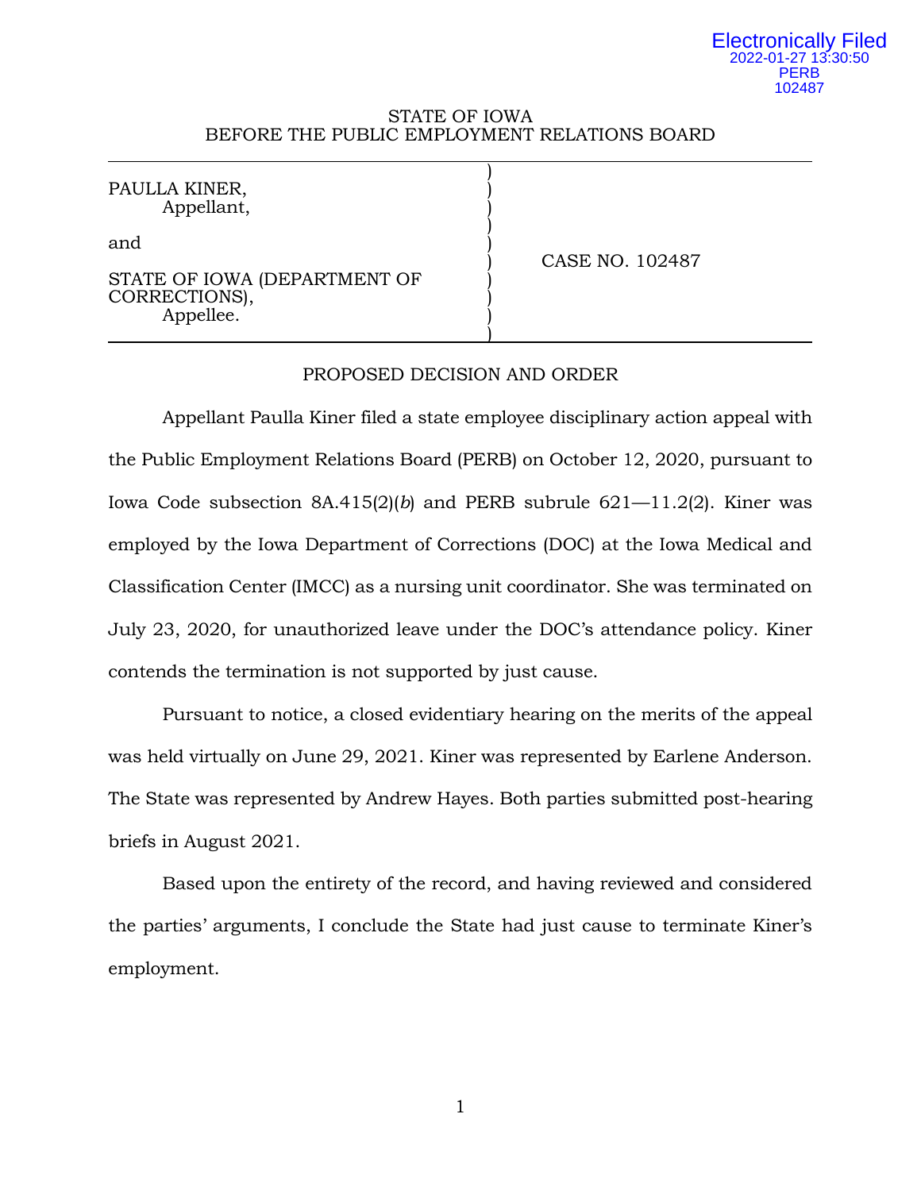Electronically Filed
2022-01-27 13:30:50
PERB
102487

STATE OF IOWA
BEFORE THE PUBLIC EMPLOYMENT RELATIONS BOARD

| | |
|---|---|
| PAULLA KINER,<br>Appellant,<br><br>and<br><br>STATE OF IOWA (DEPARTMENT OF CORRECTIONS),<br>Appellee. | CASE NO. 102487 |

PROPOSED DECISION AND ORDER

Appellant Paulla Kiner filed a state employee disciplinary action appeal with the Public Employment Relations Board (PERB) on October 12, 2020, pursuant to Iowa Code subsection 8A.415(2)(*b*) and PERB subrule 621—11.2(2). Kiner was employed by the Iowa Department of Corrections (DOC) at the Iowa Medical and Classification Center (IMCC) as a nursing unit coordinator. She was terminated on July 23, 2020, for unauthorized leave under the DOC's attendance policy. Kiner contends the termination is not supported by just cause.

Pursuant to notice, a closed evidentiary hearing on the merits of the appeal was held virtually on June 29, 2021. Kiner was represented by Earlene Anderson. The State was represented by Andrew Hayes. Both parties submitted post-hearing briefs in August 2021.

Based upon the entirety of the record, and having reviewed and considered the parties' arguments, I conclude the State had just cause to terminate Kiner's employment.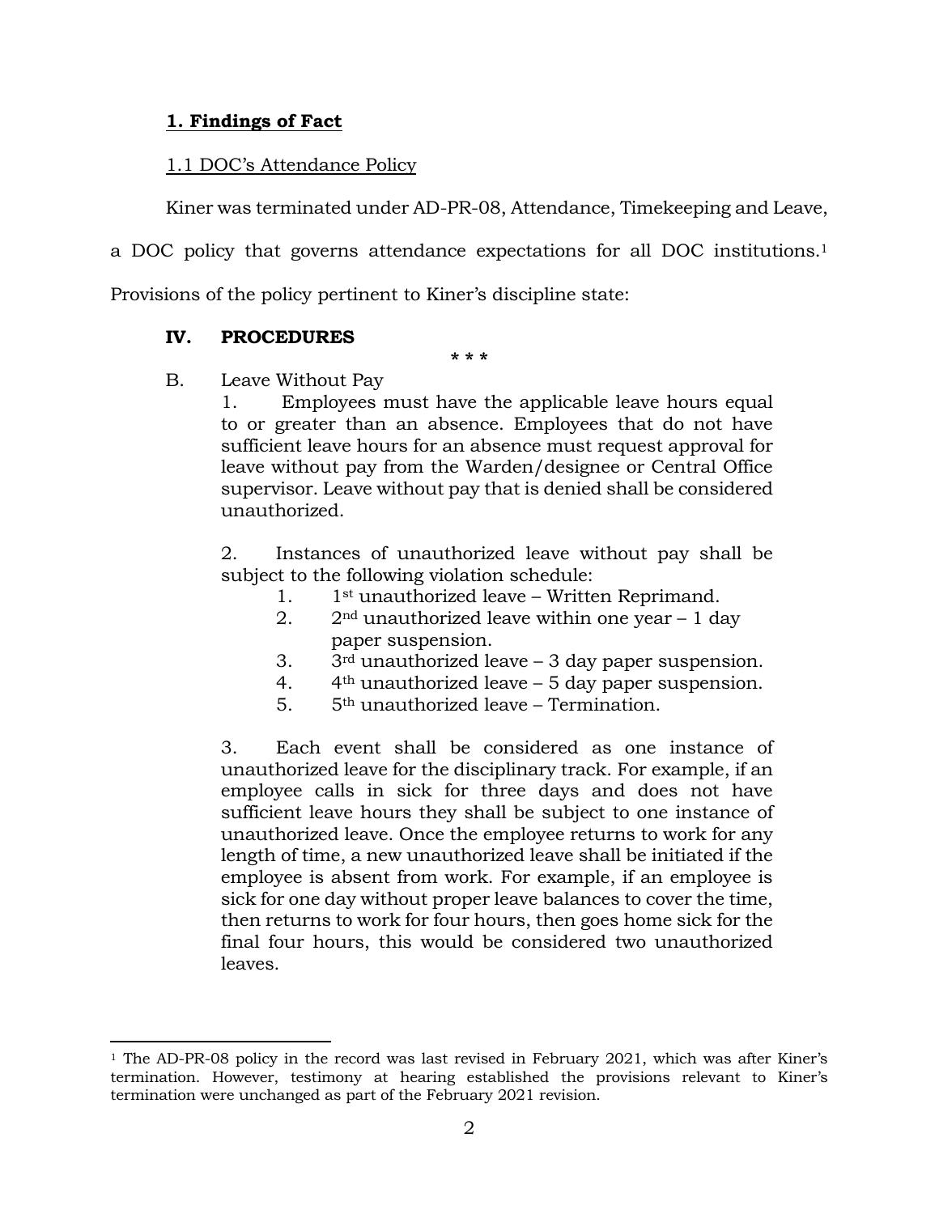## **1. Findings of Fact**

### 1.1 DOC's Attendance Policy

Kiner was terminated under AD-PR-08, Attendance, Timekeeping and Leave, a DOC policy that governs attendance expectations for all DOC institutions.[1] Provisions of the policy pertinent to Kiner's discipline state:

> **IV. PROCEDURES**
>
> \* \* \*
>
> B. Leave Without Pay
>
> 1. Employees must have the applicable leave hours equal to or greater than an absence. Employees that do not have sufficient leave hours for an absence must request approval for leave without pay from the Warden/designee or Central Office supervisor. Leave without pay that is denied shall be considered unauthorized.
>
> 2. Instances of unauthorized leave without pay shall be subject to the following violation schedule:
>    1. 1st unauthorized leave – Written Reprimand.
>    2. 2nd unauthorized leave within one year – 1 day paper suspension.
>    3. 3rd unauthorized leave – 3 day paper suspension.
>    4. 4th unauthorized leave – 5 day paper suspension.
>    5. 5th unauthorized leave – Termination.
>
> 3. Each event shall be considered as one instance of unauthorized leave for the disciplinary track. For example, if an employee calls in sick for three days and does not have sufficient leave hours they shall be subject to one instance of unauthorized leave. Once the employee returns to work for any length of time, a new unauthorized leave shall be initiated if the employee is absent from work. For example, if an employee is sick for one day without proper leave balances to cover the time, then returns to work for four hours, then goes home sick for the final four hours, this would be considered two unauthorized leaves.

---

[1] The AD-PR-08 policy in the record was last revised in February 2021, which was after Kiner's termination. However, testimony at hearing established the provisions relevant to Kiner's termination were unchanged as part of the February 2021 revision.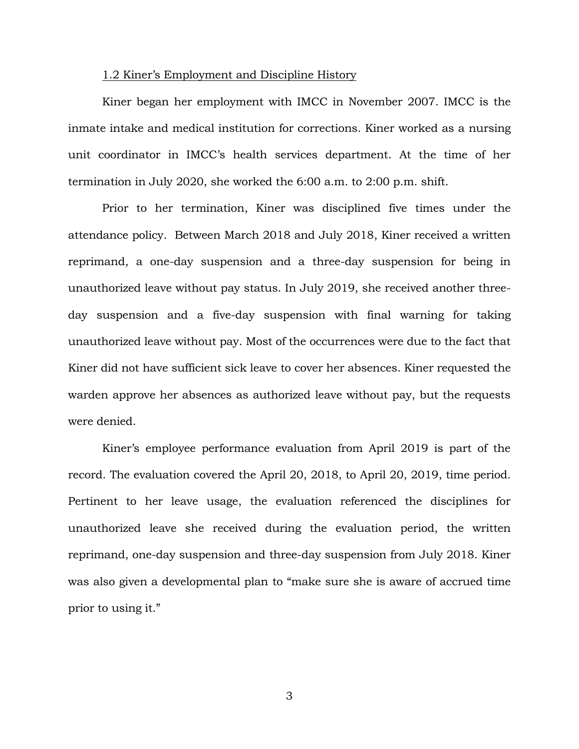1.2 Kiner's Employment and Discipline History

Kiner began her employment with IMCC in November 2007. IMCC is the inmate intake and medical institution for corrections. Kiner worked as a nursing unit coordinator in IMCC's health services department. At the time of her termination in July 2020, she worked the 6:00 a.m. to 2:00 p.m. shift.

Prior to her termination, Kiner was disciplined five times under the attendance policy. Between March 2018 and July 2018, Kiner received a written reprimand, a one-day suspension and a three-day suspension for being in unauthorized leave without pay status. In July 2019, she received another three-day suspension and a five-day suspension with final warning for taking unauthorized leave without pay. Most of the occurrences were due to the fact that Kiner did not have sufficient sick leave to cover her absences. Kiner requested the warden approve her absences as authorized leave without pay, but the requests were denied.

Kiner's employee performance evaluation from April 2019 is part of the record. The evaluation covered the April 20, 2018, to April 20, 2019, time period. Pertinent to her leave usage, the evaluation referenced the disciplines for unauthorized leave she received during the evaluation period, the written reprimand, one-day suspension and three-day suspension from July 2018. Kiner was also given a developmental plan to "make sure she is aware of accrued time prior to using it."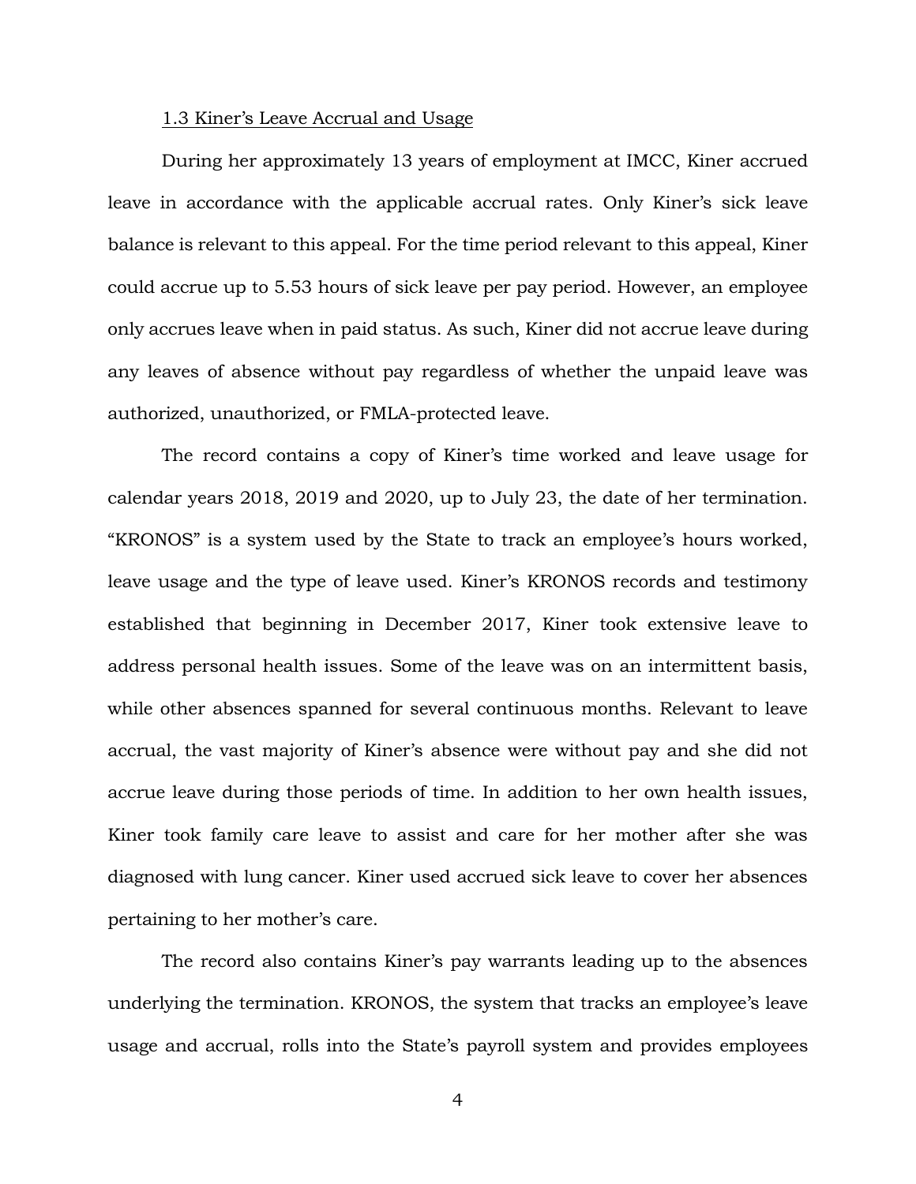1.3 Kiner's Leave Accrual and Usage

During her approximately 13 years of employment at IMCC, Kiner accrued leave in accordance with the applicable accrual rates. Only Kiner's sick leave balance is relevant to this appeal. For the time period relevant to this appeal, Kiner could accrue up to 5.53 hours of sick leave per pay period. However, an employee only accrues leave when in paid status. As such, Kiner did not accrue leave during any leaves of absence without pay regardless of whether the unpaid leave was authorized, unauthorized, or FMLA-protected leave.

The record contains a copy of Kiner's time worked and leave usage for calendar years 2018, 2019 and 2020, up to July 23, the date of her termination. "KRONOS" is a system used by the State to track an employee's hours worked, leave usage and the type of leave used. Kiner's KRONOS records and testimony established that beginning in December 2017, Kiner took extensive leave to address personal health issues. Some of the leave was on an intermittent basis, while other absences spanned for several continuous months. Relevant to leave accrual, the vast majority of Kiner's absence were without pay and she did not accrue leave during those periods of time. In addition to her own health issues, Kiner took family care leave to assist and care for her mother after she was diagnosed with lung cancer. Kiner used accrued sick leave to cover her absences pertaining to her mother's care.

The record also contains Kiner's pay warrants leading up to the absences underlying the termination. KRONOS, the system that tracks an employee's leave usage and accrual, rolls into the State's payroll system and provides employees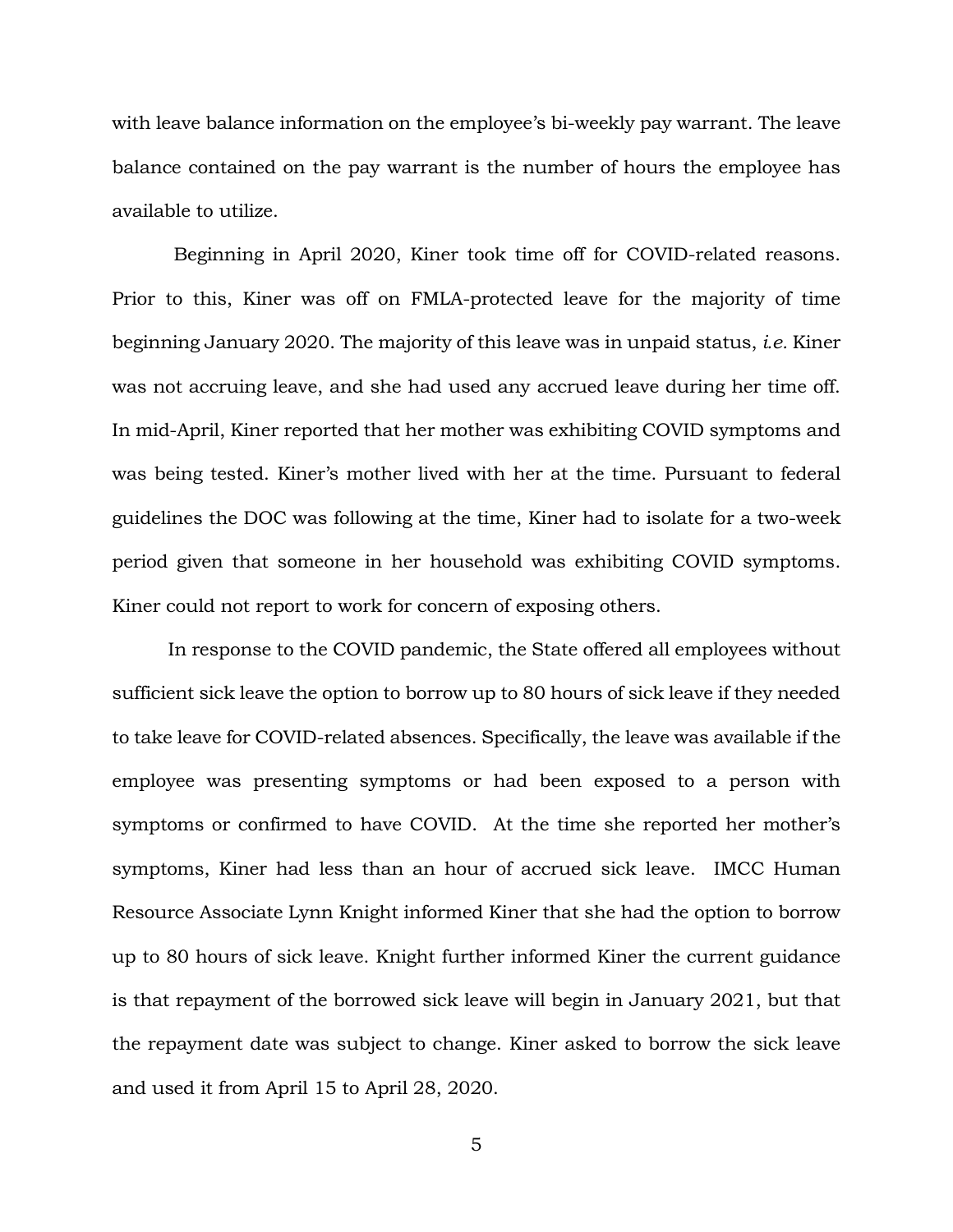with leave balance information on the employee's bi-weekly pay warrant. The leave balance contained on the pay warrant is the number of hours the employee has available to utilize.

Beginning in April 2020, Kiner took time off for COVID-related reasons. Prior to this, Kiner was off on FMLA-protected leave for the majority of time beginning January 2020. The majority of this leave was in unpaid status, *i.e.* Kiner was not accruing leave, and she had used any accrued leave during her time off. In mid-April, Kiner reported that her mother was exhibiting COVID symptoms and was being tested. Kiner's mother lived with her at the time. Pursuant to federal guidelines the DOC was following at the time, Kiner had to isolate for a two-week period given that someone in her household was exhibiting COVID symptoms. Kiner could not report to work for concern of exposing others.

In response to the COVID pandemic, the State offered all employees without sufficient sick leave the option to borrow up to 80 hours of sick leave if they needed to take leave for COVID-related absences. Specifically, the leave was available if the employee was presenting symptoms or had been exposed to a person with symptoms or confirmed to have COVID. At the time she reported her mother's symptoms, Kiner had less than an hour of accrued sick leave. IMCC Human Resource Associate Lynn Knight informed Kiner that she had the option to borrow up to 80 hours of sick leave. Knight further informed Kiner the current guidance is that repayment of the borrowed sick leave will begin in January 2021, but that the repayment date was subject to change. Kiner asked to borrow the sick leave and used it from April 15 to April 28, 2020.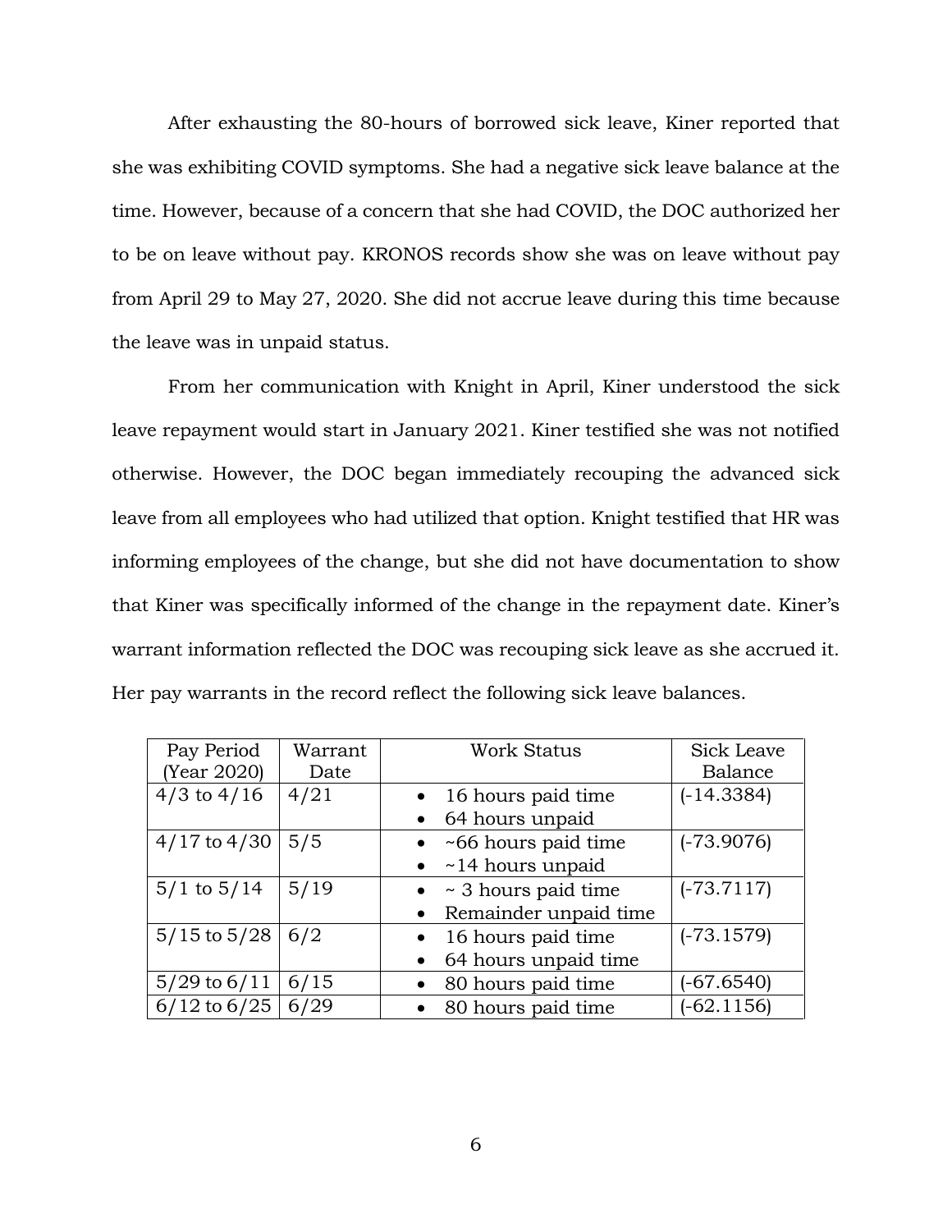After exhausting the 80-hours of borrowed sick leave, Kiner reported that she was exhibiting COVID symptoms. She had a negative sick leave balance at the time. However, because of a concern that she had COVID, the DOC authorized her to be on leave without pay. KRONOS records show she was on leave without pay from April 29 to May 27, 2020. She did not accrue leave during this time because the leave was in unpaid status.

From her communication with Knight in April, Kiner understood the sick leave repayment would start in January 2021. Kiner testified she was not notified otherwise. However, the DOC began immediately recouping the advanced sick leave from all employees who had utilized that option. Knight testified that HR was informing employees of the change, but she did not have documentation to show that Kiner was specifically informed of the change in the repayment date. Kiner's warrant information reflected the DOC was recouping sick leave as she accrued it. Her pay warrants in the record reflect the following sick leave balances.

| Pay Period (Year 2020) | Warrant Date | Work Status | Sick Leave Balance |
|---|---|---|---|
| 4/3 to 4/16 | 4/21 | • 16 hours paid time<br>• 64 hours unpaid | (-14.3384) |
| 4/17 to 4/30 | 5/5 | • ~66 hours paid time<br>• ~14 hours unpaid | (-73.9076) |
| 5/1 to 5/14 | 5/19 | • ~ 3 hours paid time<br>• Remainder unpaid time | (-73.7117) |
| 5/15 to 5/28 | 6/2 | • 16 hours paid time<br>• 64 hours unpaid time | (-73.1579) |
| 5/29 to 6/11 | 6/15 | • 80 hours paid time | (-67.6540) |
| 6/12 to 6/25 | 6/29 | • 80 hours paid time | (-62.1156) |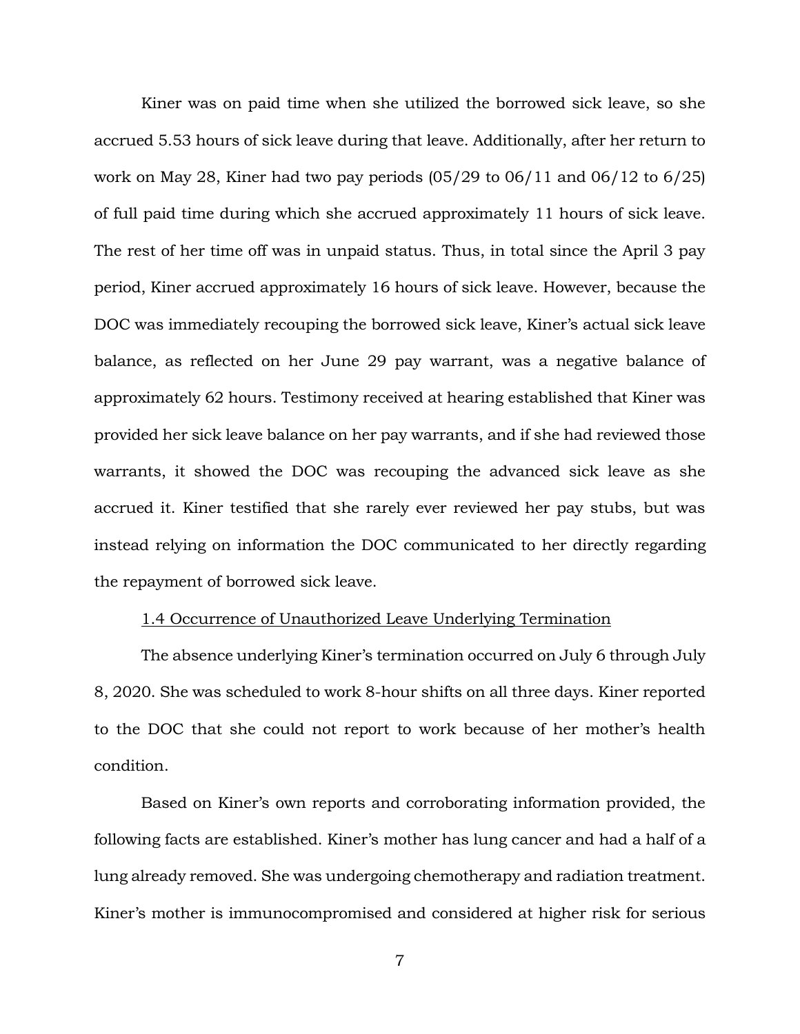Kiner was on paid time when she utilized the borrowed sick leave, so she accrued 5.53 hours of sick leave during that leave. Additionally, after her return to work on May 28, Kiner had two pay periods (05/29 to 06/11 and 06/12 to 6/25) of full paid time during which she accrued approximately 11 hours of sick leave. The rest of her time off was in unpaid status. Thus, in total since the April 3 pay period, Kiner accrued approximately 16 hours of sick leave. However, because the DOC was immediately recouping the borrowed sick leave, Kiner's actual sick leave balance, as reflected on her June 29 pay warrant, was a negative balance of approximately 62 hours. Testimony received at hearing established that Kiner was provided her sick leave balance on her pay warrants, and if she had reviewed those warrants, it showed the DOC was recouping the advanced sick leave as she accrued it. Kiner testified that she rarely ever reviewed her pay stubs, but was instead relying on information the DOC communicated to her directly regarding the repayment of borrowed sick leave.

1.4 Occurrence of Unauthorized Leave Underlying Termination

The absence underlying Kiner's termination occurred on July 6 through July 8, 2020. She was scheduled to work 8-hour shifts on all three days. Kiner reported to the DOC that she could not report to work because of her mother's health condition.

Based on Kiner's own reports and corroborating information provided, the following facts are established. Kiner's mother has lung cancer and had a half of a lung already removed. She was undergoing chemotherapy and radiation treatment. Kiner's mother is immunocompromised and considered at higher risk for serious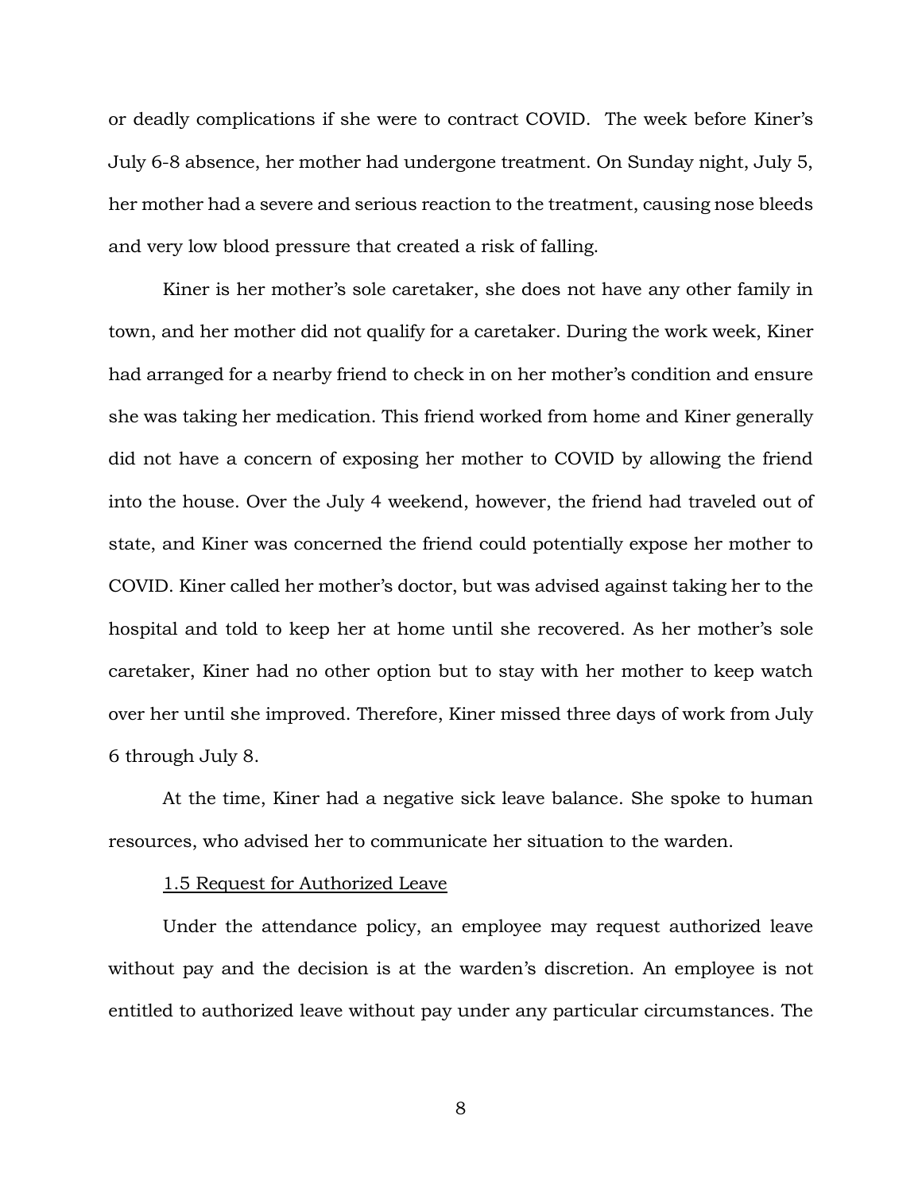or deadly complications if she were to contract COVID. The week before Kiner's July 6-8 absence, her mother had undergone treatment. On Sunday night, July 5, her mother had a severe and serious reaction to the treatment, causing nose bleeds and very low blood pressure that created a risk of falling.

Kiner is her mother's sole caretaker, she does not have any other family in town, and her mother did not qualify for a caretaker. During the work week, Kiner had arranged for a nearby friend to check in on her mother's condition and ensure she was taking her medication. This friend worked from home and Kiner generally did not have a concern of exposing her mother to COVID by allowing the friend into the house. Over the July 4 weekend, however, the friend had traveled out of state, and Kiner was concerned the friend could potentially expose her mother to COVID. Kiner called her mother's doctor, but was advised against taking her to the hospital and told to keep her at home until she recovered. As her mother's sole caretaker, Kiner had no other option but to stay with her mother to keep watch over her until she improved. Therefore, Kiner missed three days of work from July 6 through July 8.

At the time, Kiner had a negative sick leave balance. She spoke to human resources, who advised her to communicate her situation to the warden.

<u>1.5 Request for Authorized Leave</u>

Under the attendance policy, an employee may request authorized leave without pay and the decision is at the warden's discretion. An employee is not entitled to authorized leave without pay under any particular circumstances. The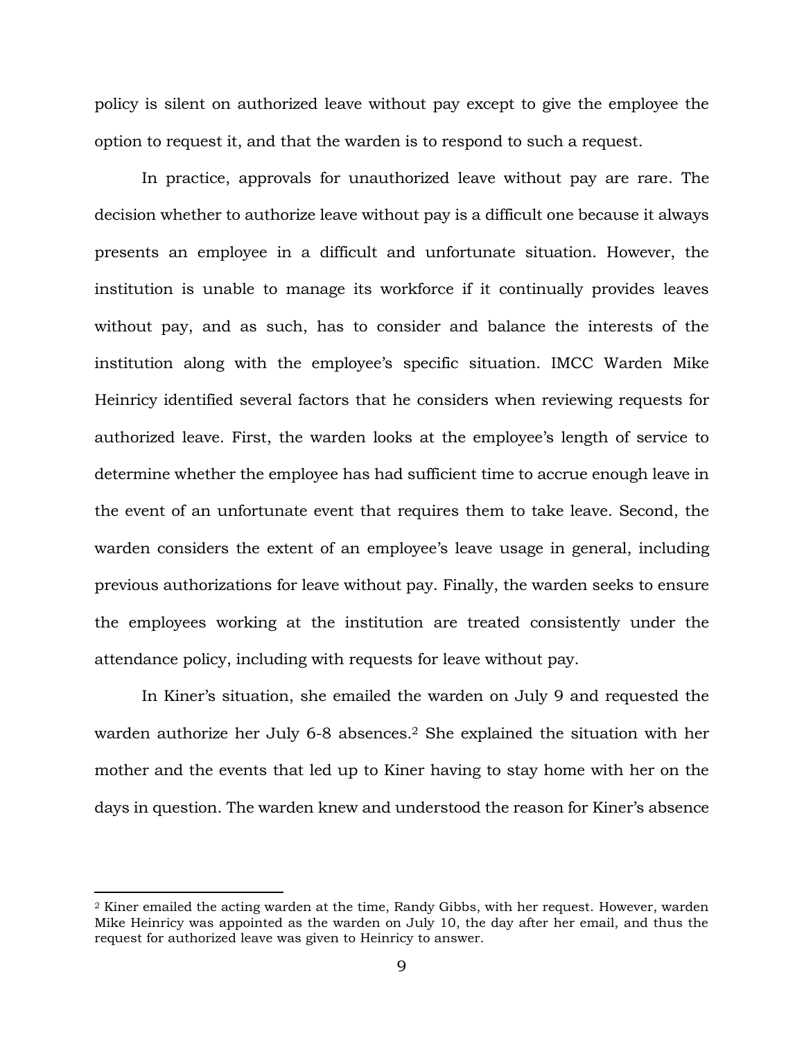policy is silent on authorized leave without pay except to give the employee the option to request it, and that the warden is to respond to such a request.

In practice, approvals for unauthorized leave without pay are rare. The decision whether to authorize leave without pay is a difficult one because it always presents an employee in a difficult and unfortunate situation. However, the institution is unable to manage its workforce if it continually provides leaves without pay, and as such, has to consider and balance the interests of the institution along with the employee's specific situation. IMCC Warden Mike Heinricy identified several factors that he considers when reviewing requests for authorized leave. First, the warden looks at the employee's length of service to determine whether the employee has had sufficient time to accrue enough leave in the event of an unfortunate event that requires them to take leave. Second, the warden considers the extent of an employee's leave usage in general, including previous authorizations for leave without pay. Finally, the warden seeks to ensure the employees working at the institution are treated consistently under the attendance policy, including with requests for leave without pay.

In Kiner's situation, she emailed the warden on July 9 and requested the warden authorize her July 6-8 absences.[2] She explained the situation with her mother and the events that led up to Kiner having to stay home with her on the days in question. The warden knew and understood the reason for Kiner's absence

[2] Kiner emailed the acting warden at the time, Randy Gibbs, with her request. However, warden Mike Heinricy was appointed as the warden on July 10, the day after her email, and thus the request for authorized leave was given to Heinricy to answer.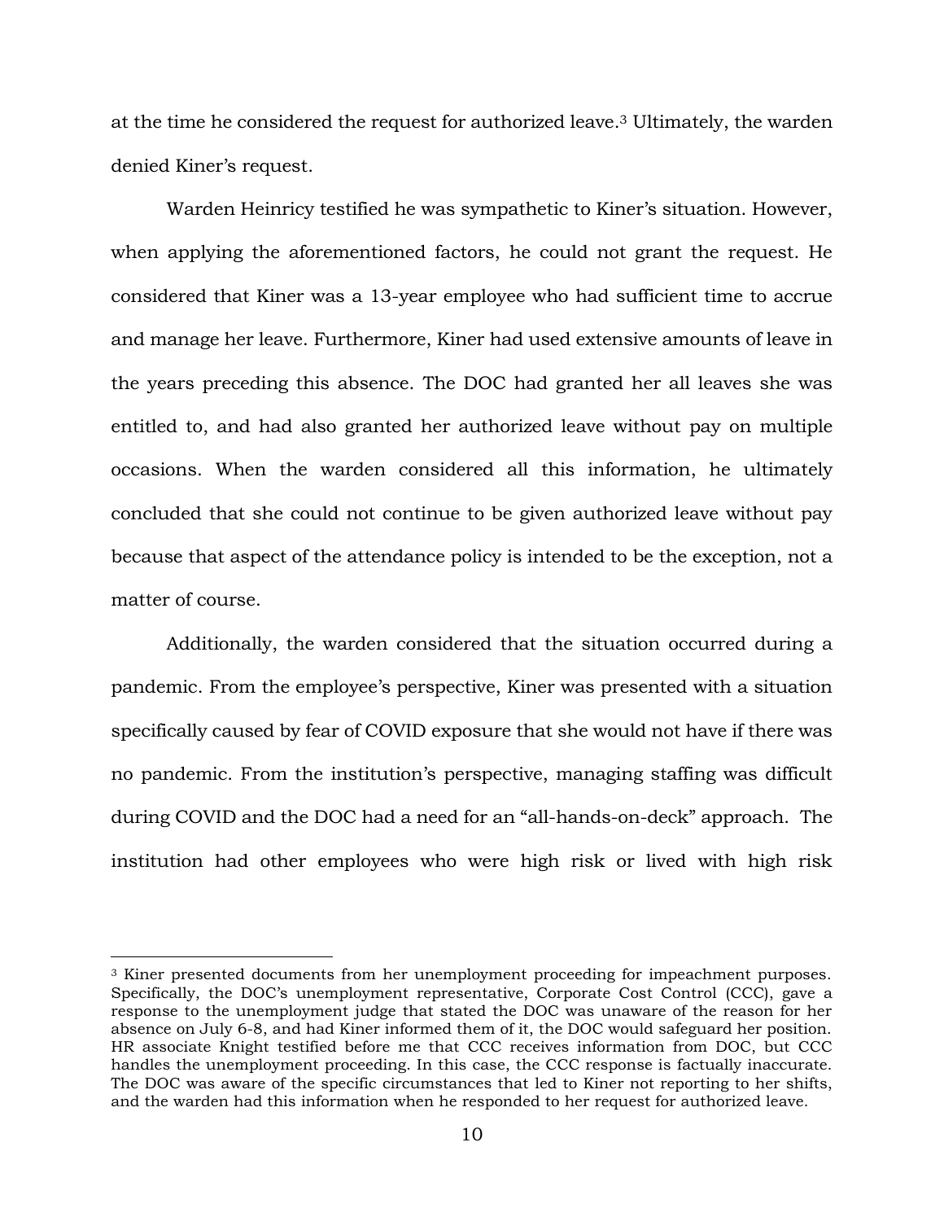at the time he considered the request for authorized leave.[3] Ultimately, the warden denied Kiner's request.

Warden Heinricy testified he was sympathetic to Kiner's situation. However, when applying the aforementioned factors, he could not grant the request. He considered that Kiner was a 13-year employee who had sufficient time to accrue and manage her leave. Furthermore, Kiner had used extensive amounts of leave in the years preceding this absence. The DOC had granted her all leaves she was entitled to, and had also granted her authorized leave without pay on multiple occasions. When the warden considered all this information, he ultimately concluded that she could not continue to be given authorized leave without pay because that aspect of the attendance policy is intended to be the exception, not a matter of course.

Additionally, the warden considered that the situation occurred during a pandemic. From the employee's perspective, Kiner was presented with a situation specifically caused by fear of COVID exposure that she would not have if there was no pandemic. From the institution's perspective, managing staffing was difficult during COVID and the DOC had a need for an "all-hands-on-deck" approach. The institution had other employees who were high risk or lived with high risk

---

[3] Kiner presented documents from her unemployment proceeding for impeachment purposes. Specifically, the DOC's unemployment representative, Corporate Cost Control (CCC), gave a response to the unemployment judge that stated the DOC was unaware of the reason for her absence on July 6-8, and had Kiner informed them of it, the DOC would safeguard her position. HR associate Knight testified before me that CCC receives information from DOC, but CCC handles the unemployment proceeding. In this case, the CCC response is factually inaccurate. The DOC was aware of the specific circumstances that led to Kiner not reporting to her shifts, and the warden had this information when he responded to her request for authorized leave.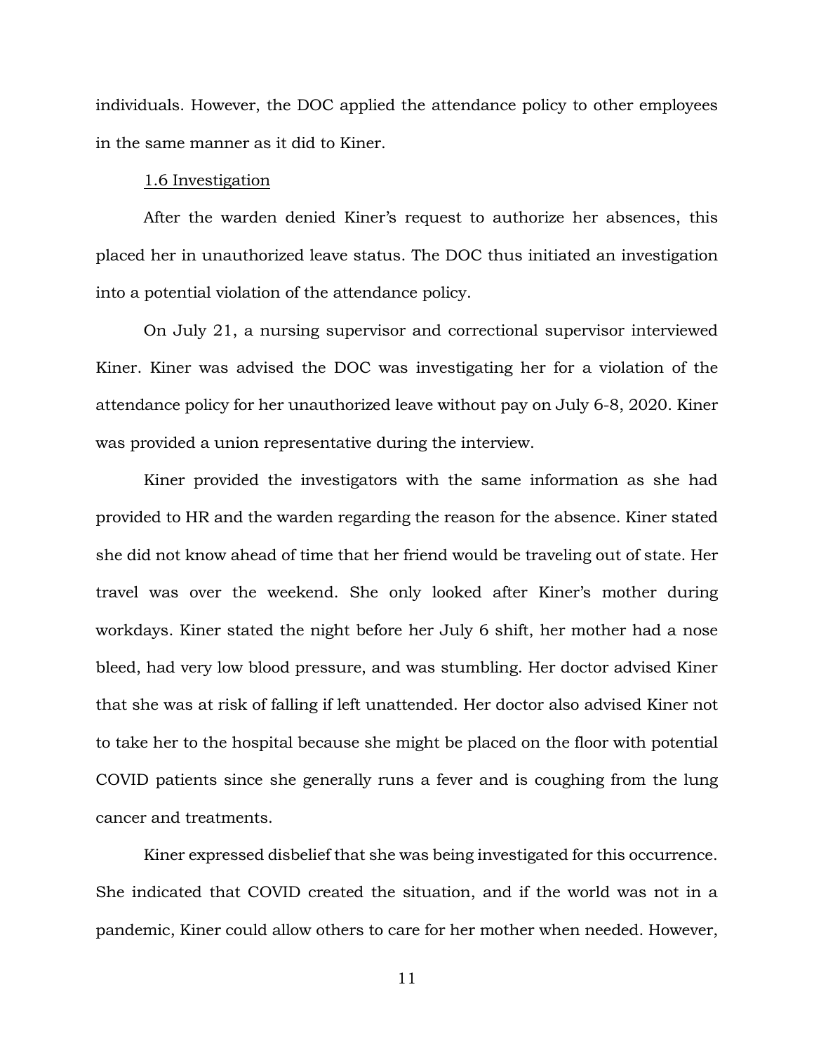individuals. However, the DOC applied the attendance policy to other employees in the same manner as it did to Kiner.

<u>1.6 Investigation</u>

After the warden denied Kiner's request to authorize her absences, this placed her in unauthorized leave status. The DOC thus initiated an investigation into a potential violation of the attendance policy.

On July 21, a nursing supervisor and correctional supervisor interviewed Kiner. Kiner was advised the DOC was investigating her for a violation of the attendance policy for her unauthorized leave without pay on July 6-8, 2020. Kiner was provided a union representative during the interview.

Kiner provided the investigators with the same information as she had provided to HR and the warden regarding the reason for the absence. Kiner stated she did not know ahead of time that her friend would be traveling out of state. Her travel was over the weekend. She only looked after Kiner's mother during workdays. Kiner stated the night before her July 6 shift, her mother had a nose bleed, had very low blood pressure, and was stumbling. Her doctor advised Kiner that she was at risk of falling if left unattended. Her doctor also advised Kiner not to take her to the hospital because she might be placed on the floor with potential COVID patients since she generally runs a fever and is coughing from the lung cancer and treatments.

Kiner expressed disbelief that she was being investigated for this occurrence. She indicated that COVID created the situation, and if the world was not in a pandemic, Kiner could allow others to care for her mother when needed. However,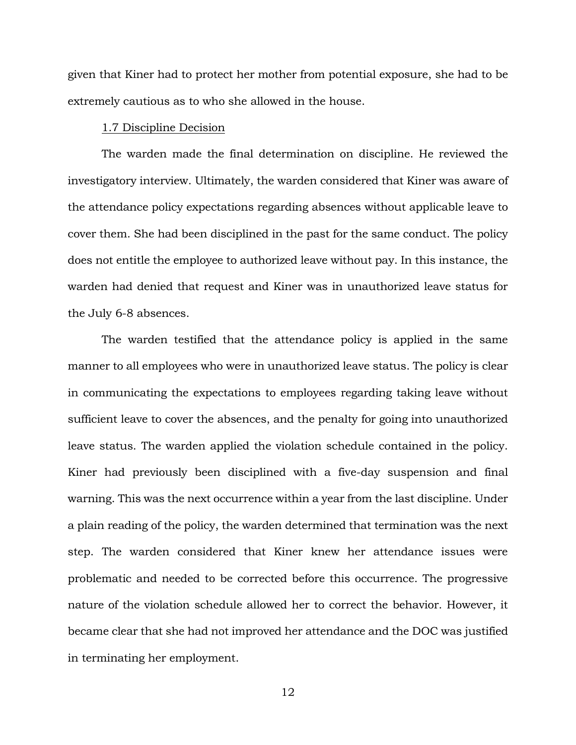given that Kiner had to protect her mother from potential exposure, she had to be extremely cautious as to who she allowed in the house.

### 1.7 Discipline Decision

The warden made the final determination on discipline. He reviewed the investigatory interview. Ultimately, the warden considered that Kiner was aware of the attendance policy expectations regarding absences without applicable leave to cover them. She had been disciplined in the past for the same conduct. The policy does not entitle the employee to authorized leave without pay. In this instance, the warden had denied that request and Kiner was in unauthorized leave status for the July 6-8 absences.

The warden testified that the attendance policy is applied in the same manner to all employees who were in unauthorized leave status. The policy is clear in communicating the expectations to employees regarding taking leave without sufficient leave to cover the absences, and the penalty for going into unauthorized leave status. The warden applied the violation schedule contained in the policy. Kiner had previously been disciplined with a five-day suspension and final warning. This was the next occurrence within a year from the last discipline. Under a plain reading of the policy, the warden determined that termination was the next step. The warden considered that Kiner knew her attendance issues were problematic and needed to be corrected before this occurrence. The progressive nature of the violation schedule allowed her to correct the behavior. However, it became clear that she had not improved her attendance and the DOC was justified in terminating her employment.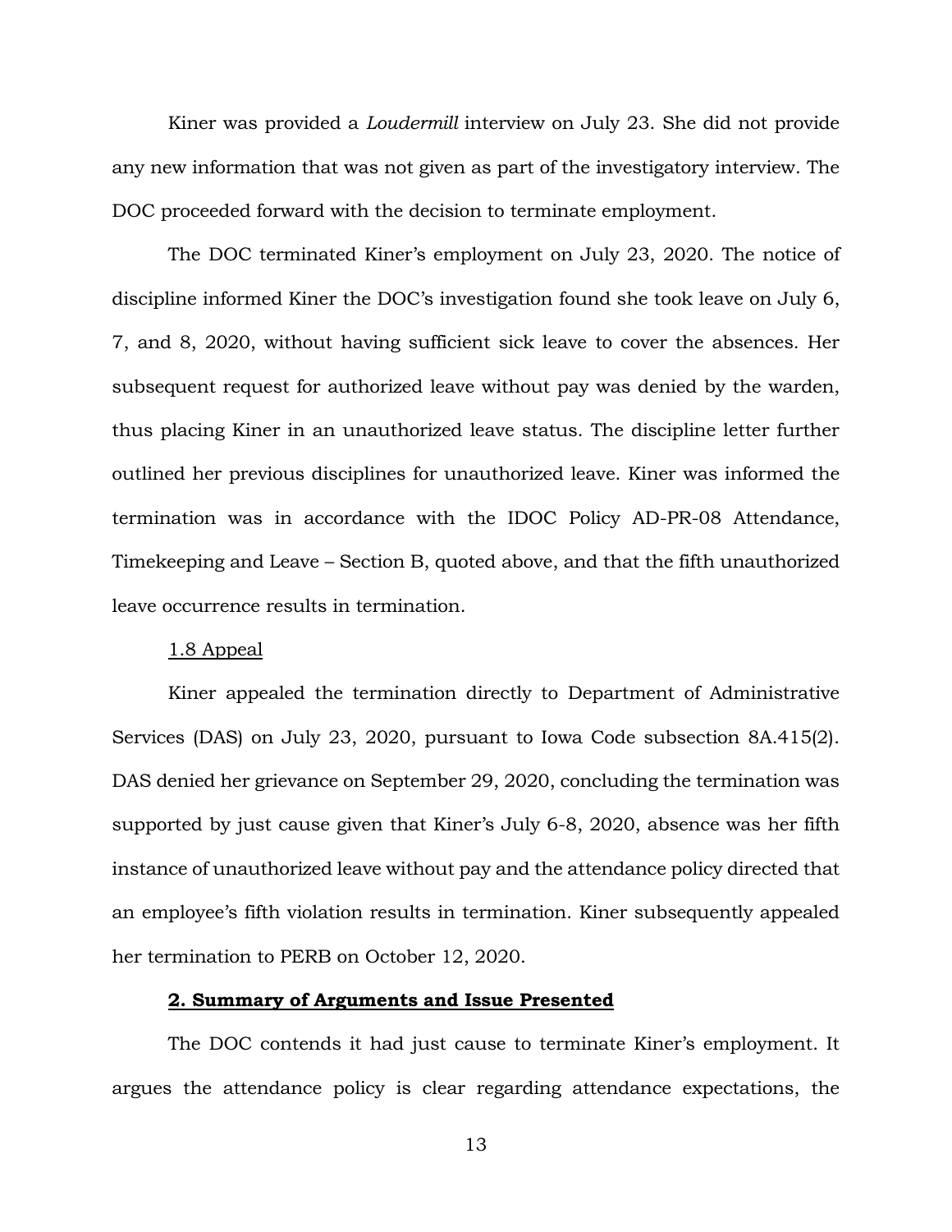Kiner was provided a *Loudermill* interview on July 23. She did not provide any new information that was not given as part of the investigatory interview. The DOC proceeded forward with the decision to terminate employment.

The DOC terminated Kiner's employment on July 23, 2020. The notice of discipline informed Kiner the DOC's investigation found she took leave on July 6, 7, and 8, 2020, without having sufficient sick leave to cover the absences. Her subsequent request for authorized leave without pay was denied by the warden, thus placing Kiner in an unauthorized leave status. The discipline letter further outlined her previous disciplines for unauthorized leave. Kiner was informed the termination was in accordance with the IDOC Policy AD-PR-08 Attendance, Timekeeping and Leave – Section B, quoted above, and that the fifth unauthorized leave occurrence results in termination.

1.8 Appeal

Kiner appealed the termination directly to Department of Administrative Services (DAS) on July 23, 2020, pursuant to Iowa Code subsection 8A.415(2). DAS denied her grievance on September 29, 2020, concluding the termination was supported by just cause given that Kiner's July 6-8, 2020, absence was her fifth instance of unauthorized leave without pay and the attendance policy directed that an employee's fifth violation results in termination. Kiner subsequently appealed her termination to PERB on October 12, 2020.

## 2. Summary of Arguments and Issue Presented

The DOC contends it had just cause to terminate Kiner's employment. It argues the attendance policy is clear regarding attendance expectations, the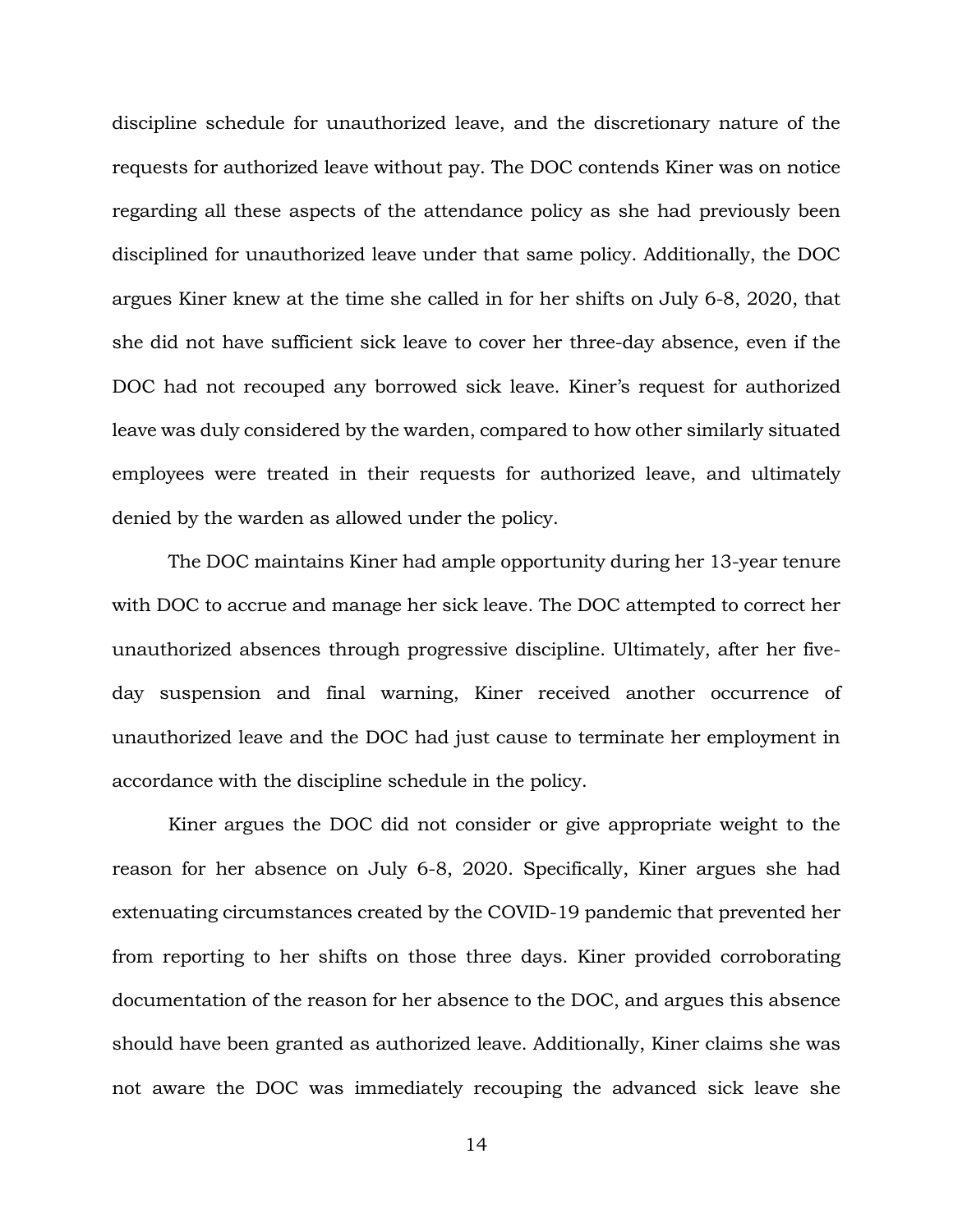discipline schedule for unauthorized leave, and the discretionary nature of the requests for authorized leave without pay. The DOC contends Kiner was on notice regarding all these aspects of the attendance policy as she had previously been disciplined for unauthorized leave under that same policy. Additionally, the DOC argues Kiner knew at the time she called in for her shifts on July 6-8, 2020, that she did not have sufficient sick leave to cover her three-day absence, even if the DOC had not recouped any borrowed sick leave. Kiner's request for authorized leave was duly considered by the warden, compared to how other similarly situated employees were treated in their requests for authorized leave, and ultimately denied by the warden as allowed under the policy.

The DOC maintains Kiner had ample opportunity during her 13-year tenure with DOC to accrue and manage her sick leave. The DOC attempted to correct her unauthorized absences through progressive discipline. Ultimately, after her five-day suspension and final warning, Kiner received another occurrence of unauthorized leave and the DOC had just cause to terminate her employment in accordance with the discipline schedule in the policy.

Kiner argues the DOC did not consider or give appropriate weight to the reason for her absence on July 6-8, 2020. Specifically, Kiner argues she had extenuating circumstances created by the COVID-19 pandemic that prevented her from reporting to her shifts on those three days. Kiner provided corroborating documentation of the reason for her absence to the DOC, and argues this absence should have been granted as authorized leave. Additionally, Kiner claims she was not aware the DOC was immediately recouping the advanced sick leave she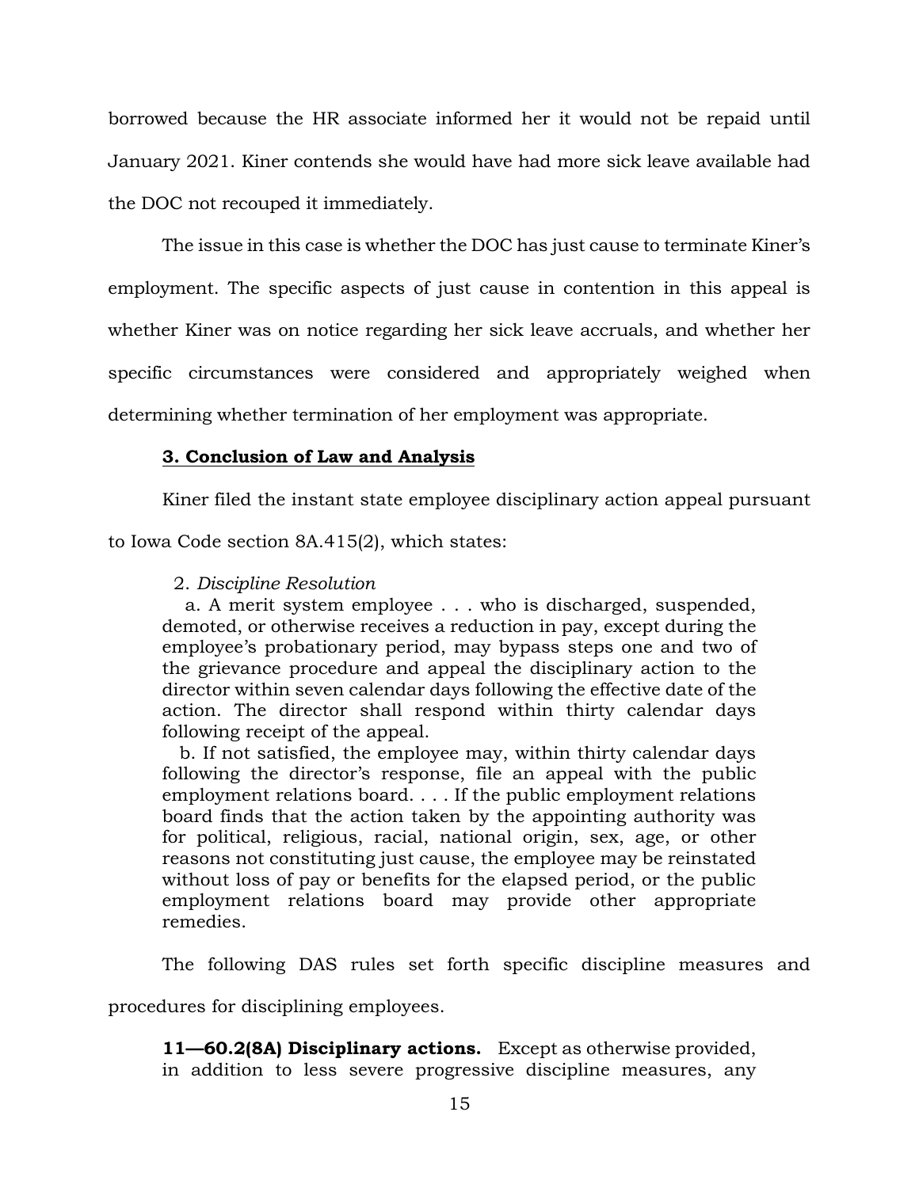borrowed because the HR associate informed her it would not be repaid until January 2021. Kiner contends she would have had more sick leave available had the DOC not recouped it immediately.

The issue in this case is whether the DOC has just cause to terminate Kiner's employment. The specific aspects of just cause in contention in this appeal is whether Kiner was on notice regarding her sick leave accruals, and whether her specific circumstances were considered and appropriately weighed when determining whether termination of her employment was appropriate.

## 3. Conclusion of Law and Analysis

Kiner filed the instant state employee disciplinary action appeal pursuant to Iowa Code section 8A.415(2), which states:

> 2. *Discipline Resolution*
>
> a. A merit system employee . . . who is discharged, suspended, demoted, or otherwise receives a reduction in pay, except during the employee's probationary period, may bypass steps one and two of the grievance procedure and appeal the disciplinary action to the director within seven calendar days following the effective date of the action. The director shall respond within thirty calendar days following receipt of the appeal.
>
> b. If not satisfied, the employee may, within thirty calendar days following the director's response, file an appeal with the public employment relations board. . . . If the public employment relations board finds that the action taken by the appointing authority was for political, religious, racial, national origin, sex, age, or other reasons not constituting just cause, the employee may be reinstated without loss of pay or benefits for the elapsed period, or the public employment relations board may provide other appropriate remedies.

The following DAS rules set forth specific discipline measures and procedures for disciplining employees.

> **11—60.2(8A) Disciplinary actions.** Except as otherwise provided, in addition to less severe progressive discipline measures, any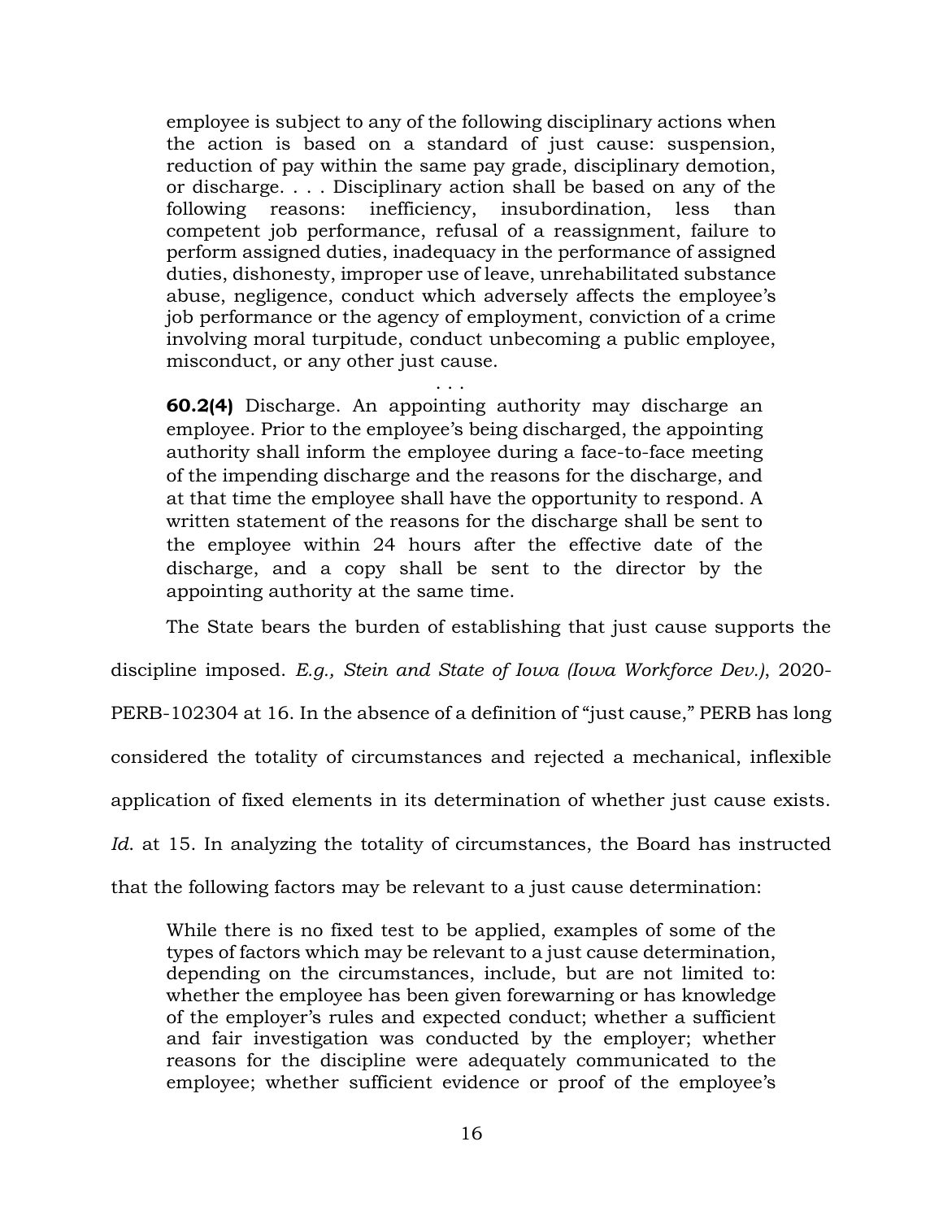> employee is subject to any of the following disciplinary actions when the action is based on a standard of just cause: suspension, reduction of pay within the same pay grade, disciplinary demotion, or discharge. . . . Disciplinary action shall be based on any of the following reasons: inefficiency, insubordination, less than competent job performance, refusal of a reassignment, failure to perform assigned duties, inadequacy in the performance of assigned duties, dishonesty, improper use of leave, unrehabilitated substance abuse, negligence, conduct which adversely affects the employee's job performance or the agency of employment, conviction of a crime involving moral turpitude, conduct unbecoming a public employee, misconduct, or any other just cause.
>
> . . .
>
> **60.2(4)** Discharge. An appointing authority may discharge an employee. Prior to the employee's being discharged, the appointing authority shall inform the employee during a face-to-face meeting of the impending discharge and the reasons for the discharge, and at that time the employee shall have the opportunity to respond. A written statement of the reasons for the discharge shall be sent to the employee within 24 hours after the effective date of the discharge, and a copy shall be sent to the director by the appointing authority at the same time.

The State bears the burden of establishing that just cause supports the discipline imposed. *E.g., Stein and State of Iowa (Iowa Workforce Dev.)*, 2020-PERB-102304 at 16. In the absence of a definition of "just cause," PERB has long considered the totality of circumstances and rejected a mechanical, inflexible application of fixed elements in its determination of whether just cause exists. *Id.* at 15. In analyzing the totality of circumstances, the Board has instructed that the following factors may be relevant to a just cause determination:

> While there is no fixed test to be applied, examples of some of the types of factors which may be relevant to a just cause determination, depending on the circumstances, include, but are not limited to: whether the employee has been given forewarning or has knowledge of the employer's rules and expected conduct; whether a sufficient and fair investigation was conducted by the employer; whether reasons for the discipline were adequately communicated to the employee; whether sufficient evidence or proof of the employee's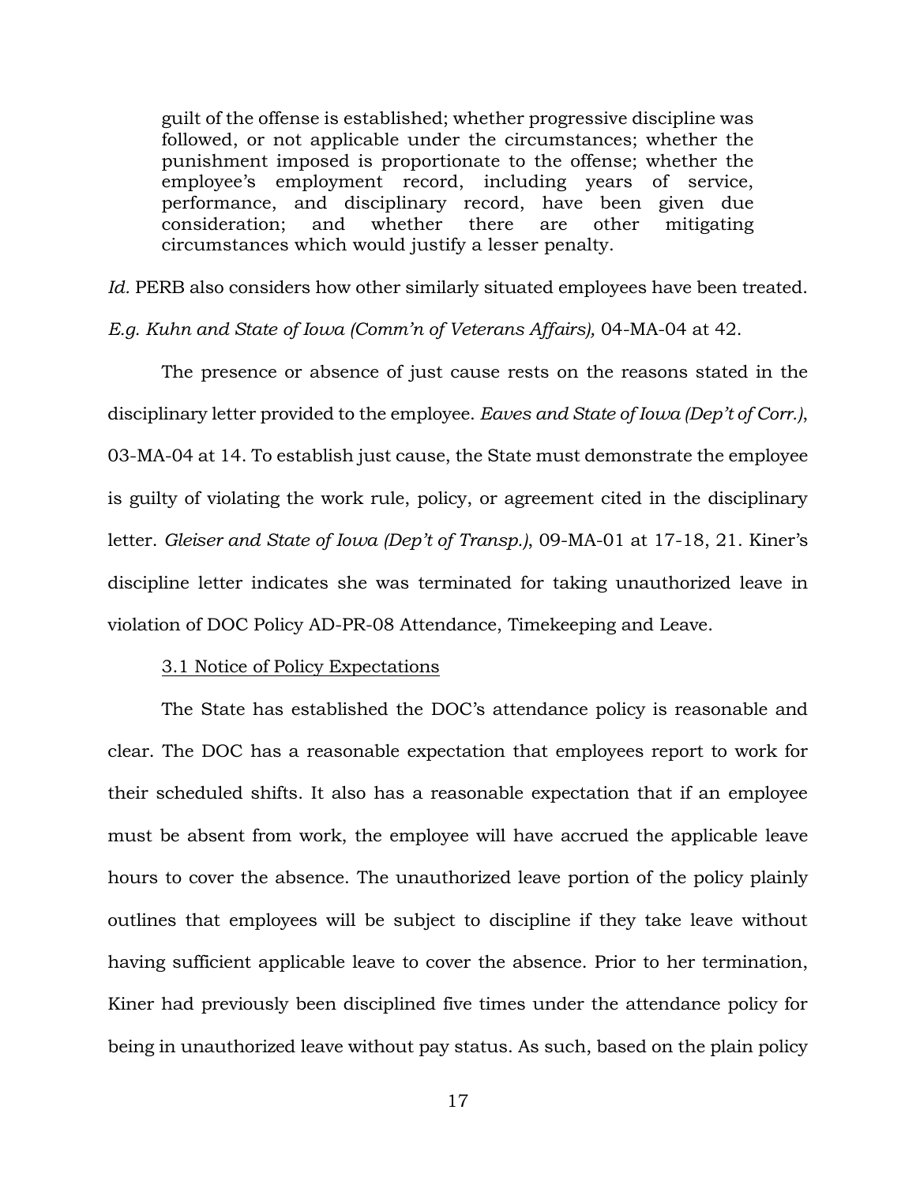> guilt of the offense is established; whether progressive discipline was followed, or not applicable under the circumstances; whether the punishment imposed is proportionate to the offense; whether the employee's employment record, including years of service, performance, and disciplinary record, have been given due consideration; and whether there are other mitigating circumstances which would justify a lesser penalty.

*Id.* PERB also considers how other similarly situated employees have been treated. *E.g. Kuhn and State of Iowa (Comm'n of Veterans Affairs),* 04-MA-04 at 42.

The presence or absence of just cause rests on the reasons stated in the disciplinary letter provided to the employee. *Eaves and State of Iowa (Dep't of Corr.)*, 03-MA-04 at 14. To establish just cause, the State must demonstrate the employee is guilty of violating the work rule, policy, or agreement cited in the disciplinary letter. *Gleiser and State of Iowa (Dep't of Transp.)*, 09-MA-01 at 17-18, 21. Kiner's discipline letter indicates she was terminated for taking unauthorized leave in violation of DOC Policy AD-PR-08 Attendance, Timekeeping and Leave.

<u>3.1 Notice of Policy Expectations</u>

The State has established the DOC's attendance policy is reasonable and clear. The DOC has a reasonable expectation that employees report to work for their scheduled shifts. It also has a reasonable expectation that if an employee must be absent from work, the employee will have accrued the applicable leave hours to cover the absence. The unauthorized leave portion of the policy plainly outlines that employees will be subject to discipline if they take leave without having sufficient applicable leave to cover the absence. Prior to her termination, Kiner had previously been disciplined five times under the attendance policy for being in unauthorized leave without pay status. As such, based on the plain policy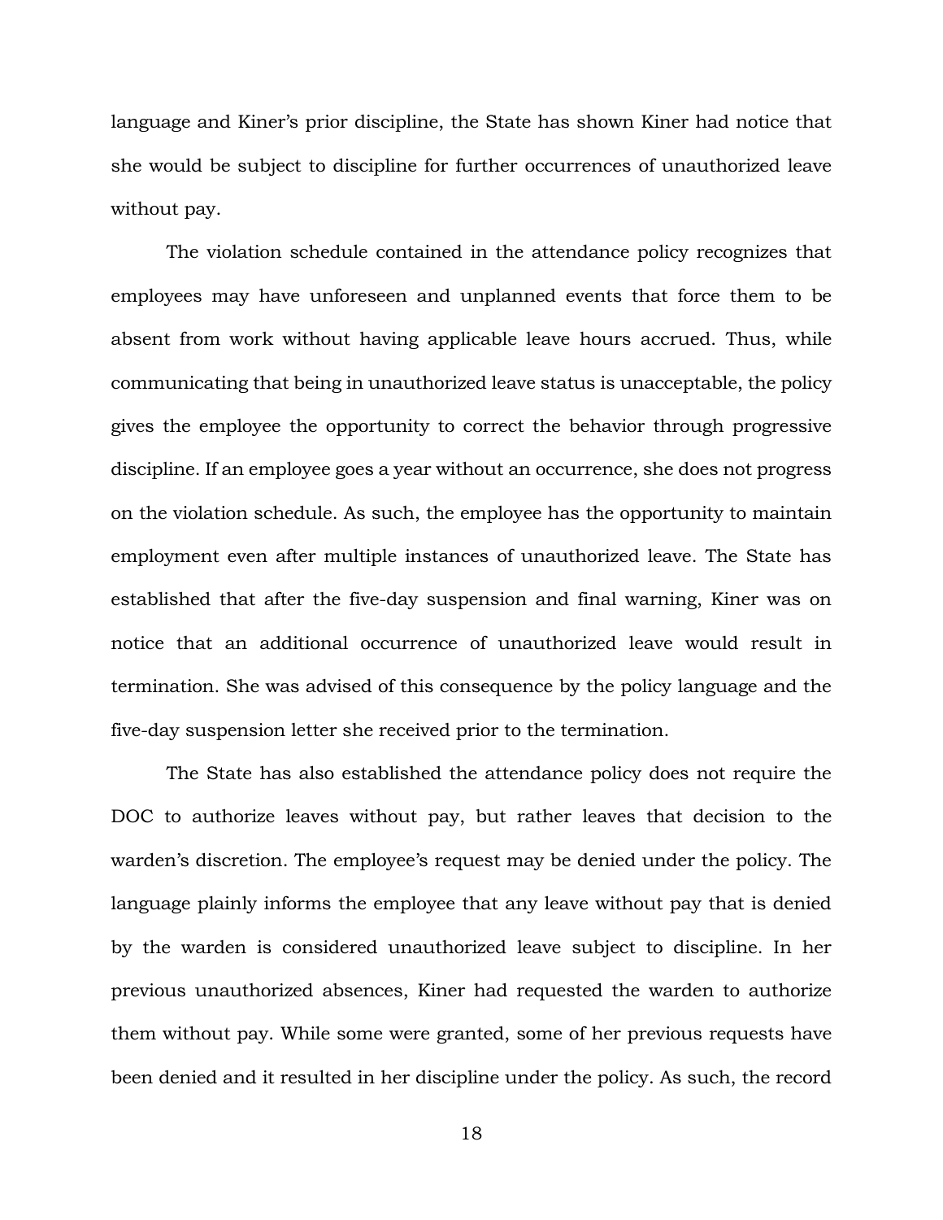language and Kiner's prior discipline, the State has shown Kiner had notice that she would be subject to discipline for further occurrences of unauthorized leave without pay.

The violation schedule contained in the attendance policy recognizes that employees may have unforeseen and unplanned events that force them to be absent from work without having applicable leave hours accrued. Thus, while communicating that being in unauthorized leave status is unacceptable, the policy gives the employee the opportunity to correct the behavior through progressive discipline. If an employee goes a year without an occurrence, she does not progress on the violation schedule. As such, the employee has the opportunity to maintain employment even after multiple instances of unauthorized leave. The State has established that after the five-day suspension and final warning, Kiner was on notice that an additional occurrence of unauthorized leave would result in termination. She was advised of this consequence by the policy language and the five-day suspension letter she received prior to the termination.

The State has also established the attendance policy does not require the DOC to authorize leaves without pay, but rather leaves that decision to the warden's discretion. The employee's request may be denied under the policy. The language plainly informs the employee that any leave without pay that is denied by the warden is considered unauthorized leave subject to discipline. In her previous unauthorized absences, Kiner had requested the warden to authorize them without pay. While some were granted, some of her previous requests have been denied and it resulted in her discipline under the policy. As such, the record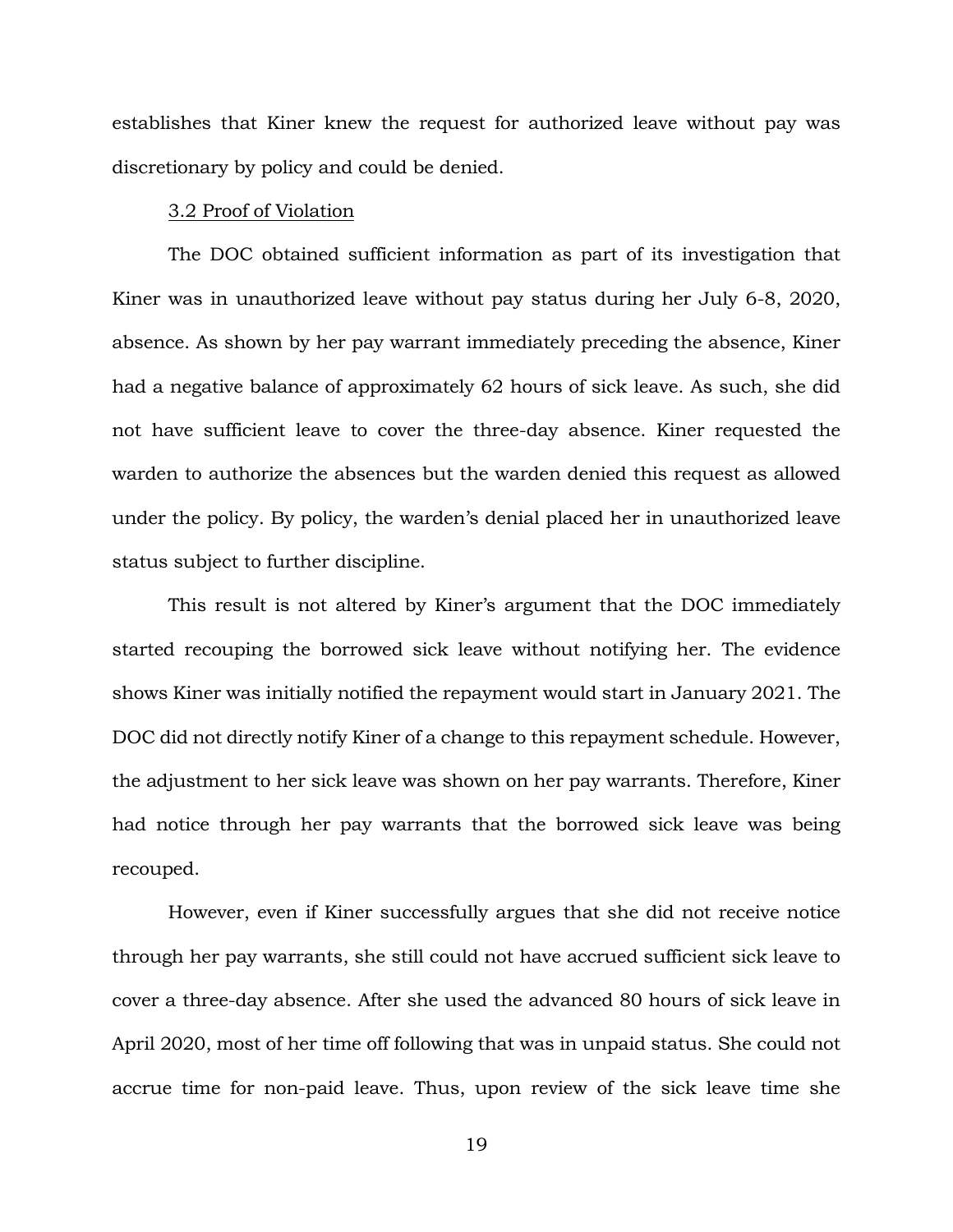establishes that Kiner knew the request for authorized leave without pay was discretionary by policy and could be denied.

### 3.2 Proof of Violation

The DOC obtained sufficient information as part of its investigation that Kiner was in unauthorized leave without pay status during her July 6-8, 2020, absence. As shown by her pay warrant immediately preceding the absence, Kiner had a negative balance of approximately 62 hours of sick leave. As such, she did not have sufficient leave to cover the three-day absence. Kiner requested the warden to authorize the absences but the warden denied this request as allowed under the policy. By policy, the warden's denial placed her in unauthorized leave status subject to further discipline.

This result is not altered by Kiner's argument that the DOC immediately started recouping the borrowed sick leave without notifying her. The evidence shows Kiner was initially notified the repayment would start in January 2021. The DOC did not directly notify Kiner of a change to this repayment schedule. However, the adjustment to her sick leave was shown on her pay warrants. Therefore, Kiner had notice through her pay warrants that the borrowed sick leave was being recouped.

However, even if Kiner successfully argues that she did not receive notice through her pay warrants, she still could not have accrued sufficient sick leave to cover a three-day absence. After she used the advanced 80 hours of sick leave in April 2020, most of her time off following that was in unpaid status. She could not accrue time for non-paid leave. Thus, upon review of the sick leave time she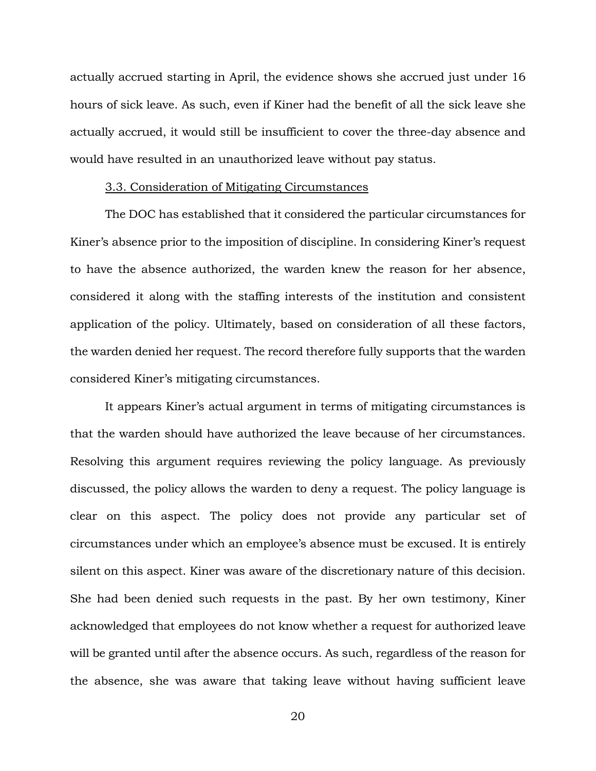actually accrued starting in April, the evidence shows she accrued just under 16 hours of sick leave. As such, even if Kiner had the benefit of all the sick leave she actually accrued, it would still be insufficient to cover the three-day absence and would have resulted in an unauthorized leave without pay status.

### 3.3. Consideration of Mitigating Circumstances

The DOC has established that it considered the particular circumstances for Kiner's absence prior to the imposition of discipline. In considering Kiner's request to have the absence authorized, the warden knew the reason for her absence, considered it along with the staffing interests of the institution and consistent application of the policy. Ultimately, based on consideration of all these factors, the warden denied her request. The record therefore fully supports that the warden considered Kiner's mitigating circumstances.

It appears Kiner's actual argument in terms of mitigating circumstances is that the warden should have authorized the leave because of her circumstances. Resolving this argument requires reviewing the policy language. As previously discussed, the policy allows the warden to deny a request. The policy language is clear on this aspect. The policy does not provide any particular set of circumstances under which an employee's absence must be excused. It is entirely silent on this aspect. Kiner was aware of the discretionary nature of this decision. She had been denied such requests in the past. By her own testimony, Kiner acknowledged that employees do not know whether a request for authorized leave will be granted until after the absence occurs. As such, regardless of the reason for the absence, she was aware that taking leave without having sufficient leave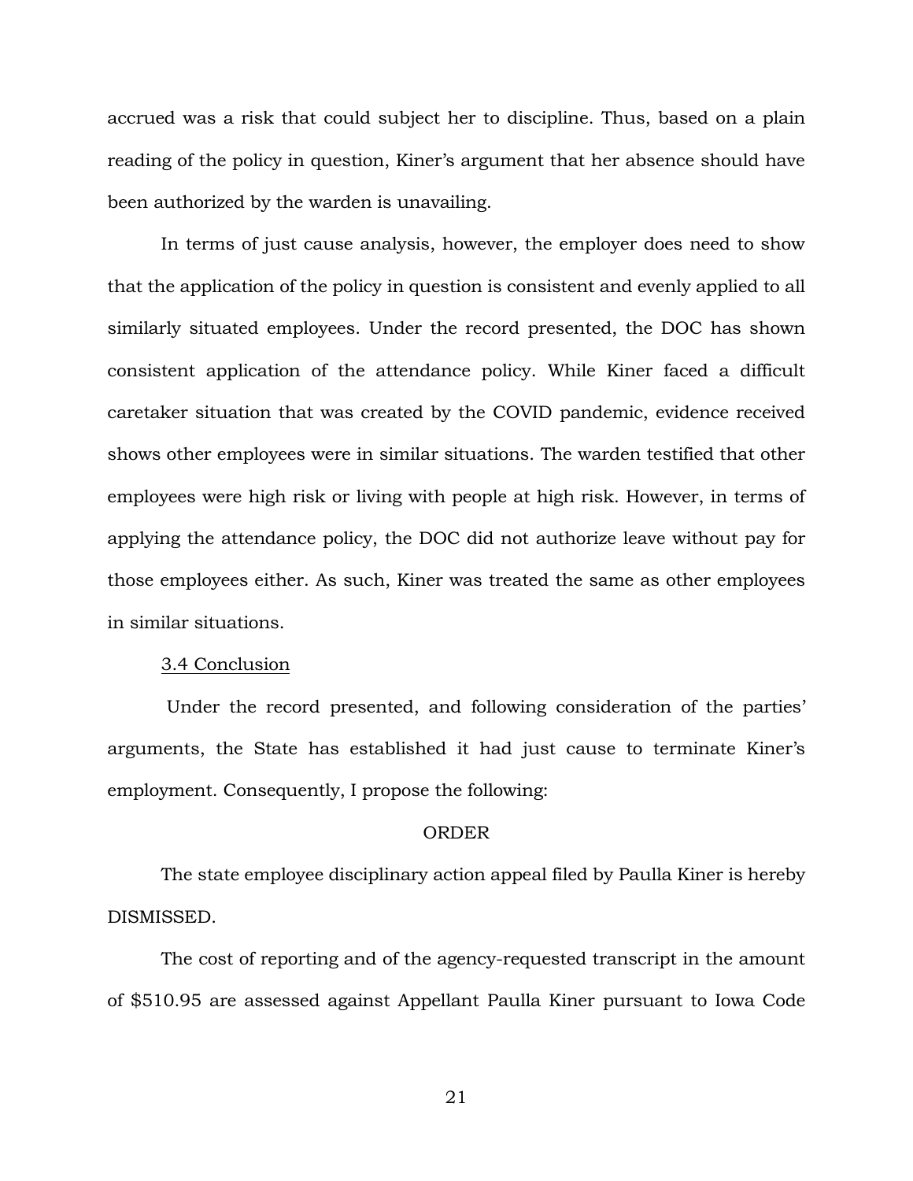accrued was a risk that could subject her to discipline. Thus, based on a plain reading of the policy in question, Kiner's argument that her absence should have been authorized by the warden is unavailing.

In terms of just cause analysis, however, the employer does need to show that the application of the policy in question is consistent and evenly applied to all similarly situated employees. Under the record presented, the DOC has shown consistent application of the attendance policy. While Kiner faced a difficult caretaker situation that was created by the COVID pandemic, evidence received shows other employees were in similar situations. The warden testified that other employees were high risk or living with people at high risk. However, in terms of applying the attendance policy, the DOC did not authorize leave without pay for those employees either. As such, Kiner was treated the same as other employees in similar situations.

<u>3.4 Conclusion</u>

Under the record presented, and following consideration of the parties' arguments, the State has established it had just cause to terminate Kiner's employment. Consequently, I propose the following:

ORDER

The state employee disciplinary action appeal filed by Paulla Kiner is hereby DISMISSED.

The cost of reporting and of the agency-requested transcript in the amount of $510.95 are assessed against Appellant Paulla Kiner pursuant to Iowa Code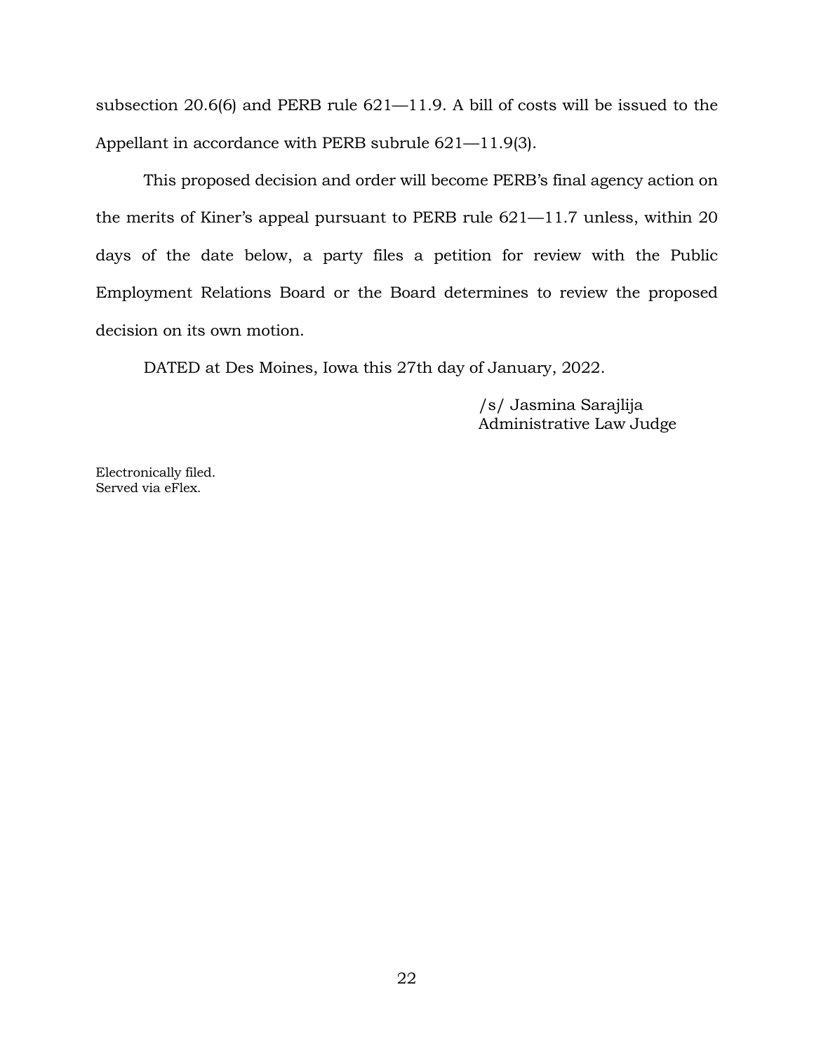subsection 20.6(6) and PERB rule 621—11.9. A bill of costs will be issued to the Appellant in accordance with PERB subrule 621—11.9(3).

This proposed decision and order will become PERB's final agency action on the merits of Kiner's appeal pursuant to PERB rule 621—11.7 unless, within 20 days of the date below, a party files a petition for review with the Public Employment Relations Board or the Board determines to review the proposed decision on its own motion.

DATED at Des Moines, Iowa this 27th day of January, 2022.

/s/ Jasmina Sarajlija
Administrative Law Judge

Electronically filed.
Served via eFlex.